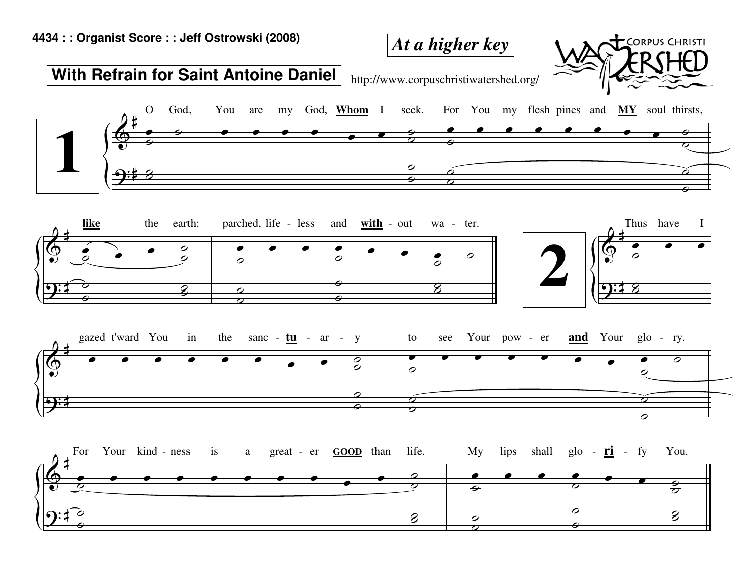4434 : : Organist Score : : Jeff Ostrowski (2008)

*At a higher key*

CORPUS CHRISTI WATERSHED

**With Refrain for Saint Antoine Daniel**

http://www.corpuschristiwatershed.org/

**1**

O God, You are my God, **Whom** I seek. For You my flesh pines and **MY** soul thirsts, **like** the earth: parched, life - less and **with** - out wa - ter.

**2**

Thus have I gazed t'ward You in the sanc - **tu** - ar - y to see Your pow - er **and** Your glo - ry.

For Your kind - ness is a great - er **GOOD** than life. My lips shall glo - **ri** - fy You.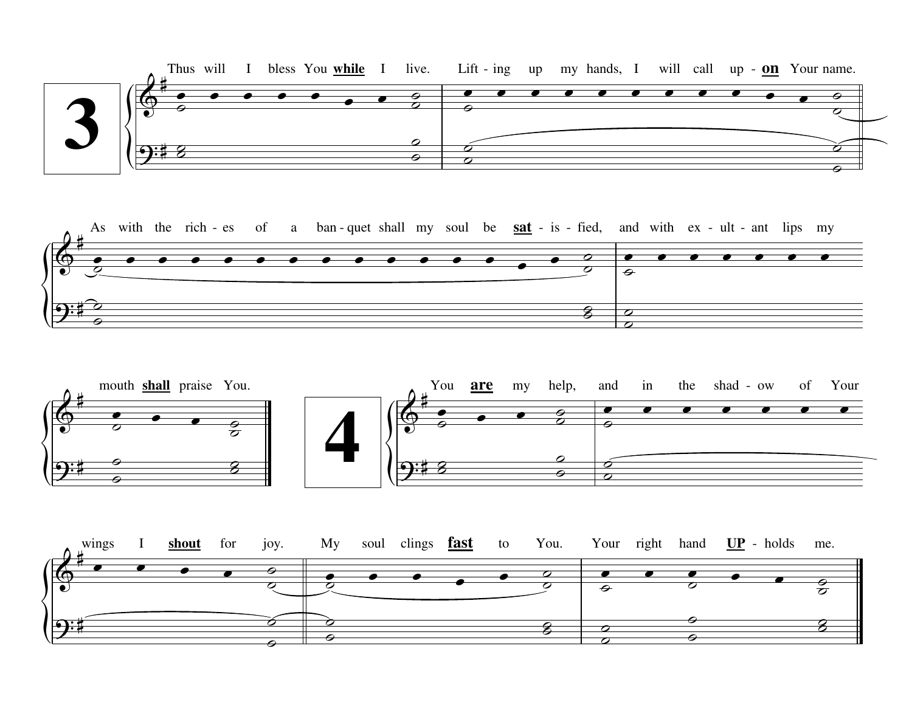**3**

Thus will I bless You **while** I live. Lift - ing up my hands, I will call up - **on** Your name.

As with the rich - es of a ban - quet shall my soul be **sat** - is - fied, and with ex - ult - ant lips my mouth **shall** praise You.

**4**

You **are** my help, and in the shad - ow of Your wings I **shout** for joy. My soul clings **fast** to You. Your right hand **UP** - holds me.